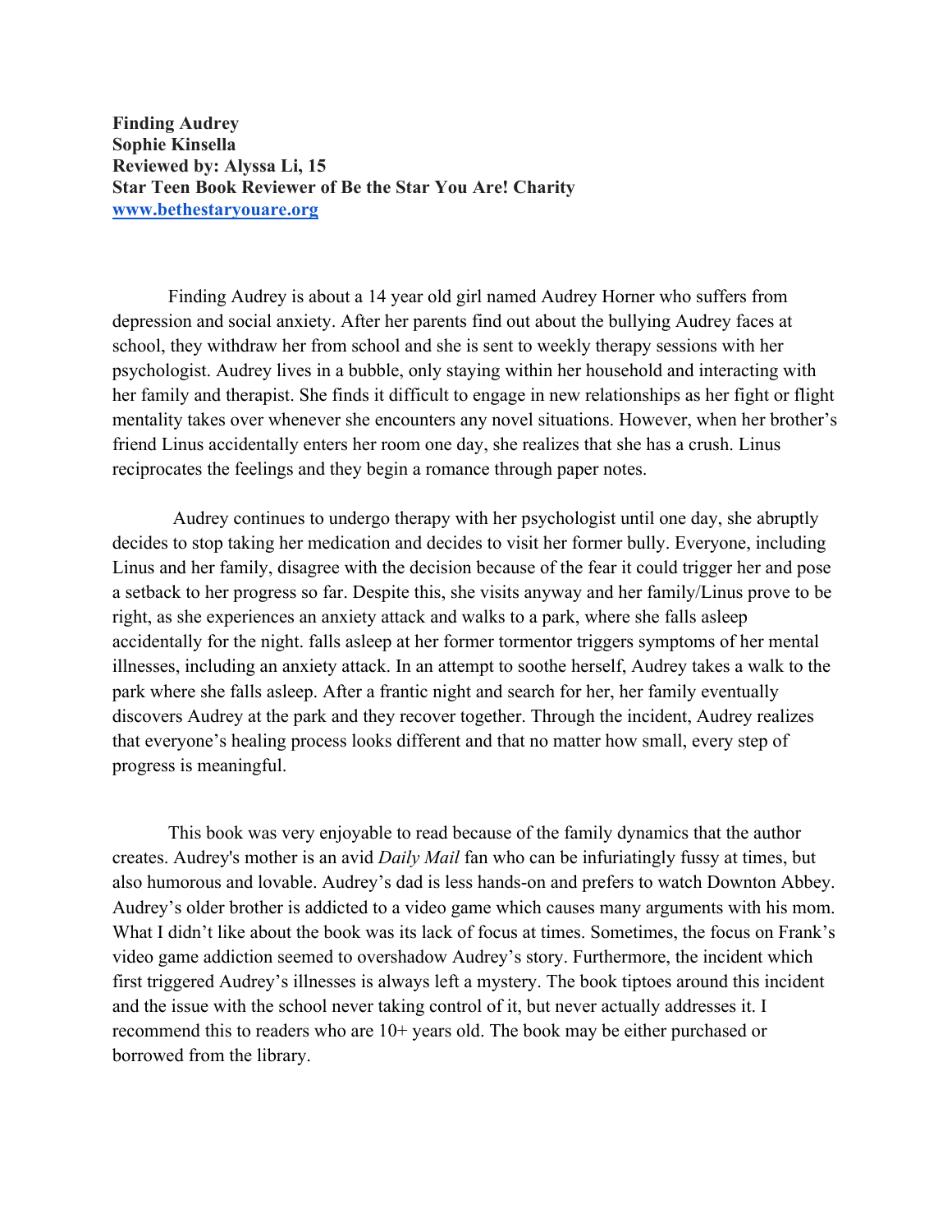**Finding Audrey**
**Sophie Kinsella**
**Reviewed by: Alyssa Li, 15**
**Star Teen Book Reviewer of Be the Star You Are! Charity**
**[www.bethestaryouare.org](www.bethestaryouare.org)**

Finding Audrey is about a 14 year old girl named Audrey Horner who suffers from depression and social anxiety. After her parents find out about the bullying Audrey faces at school, they withdraw her from school and she is sent to weekly therapy sessions with her psychologist. Audrey lives in a bubble, only staying within her household and interacting with her family and therapist. She finds it difficult to engage in new relationships as her fight or flight mentality takes over whenever she encounters any novel situations. However, when her brother's friend Linus accidentally enters her room one day, she realizes that she has a crush. Linus reciprocates the feelings and they begin a romance through paper notes.

Audrey continues to undergo therapy with her psychologist until one day, she abruptly decides to stop taking her medication and decides to visit her former bully. Everyone, including Linus and her family, disagree with the decision because of the fear it could trigger her and pose a setback to her progress so far. Despite this, she visits anyway and her family/Linus prove to be right, as she experiences an anxiety attack and walks to a park, where she falls asleep accidentally for the night. falls asleep at her former tormentor triggers symptoms of her mental illnesses, including an anxiety attack. In an attempt to soothe herself, Audrey takes a walk to the park where she falls asleep. After a frantic night and search for her, her family eventually discovers Audrey at the park and they recover together. Through the incident, Audrey realizes that everyone's healing process looks different and that no matter how small, every step of progress is meaningful.

This book was very enjoyable to read because of the family dynamics that the author creates. Audrey's mother is an avid *Daily Mail* fan who can be infuriatingly fussy at times, but also humorous and lovable. Audrey's dad is less hands-on and prefers to watch Downton Abbey. Audrey's older brother is addicted to a video game which causes many arguments with his mom. What I didn't like about the book was its lack of focus at times. Sometimes, the focus on Frank's video game addiction seemed to overshadow Audrey's story. Furthermore, the incident which first triggered Audrey's illnesses is always left a mystery. The book tiptoes around this incident and the issue with the school never taking control of it, but never actually addresses it. I recommend this to readers who are 10+ years old. The book may be either purchased or borrowed from the library.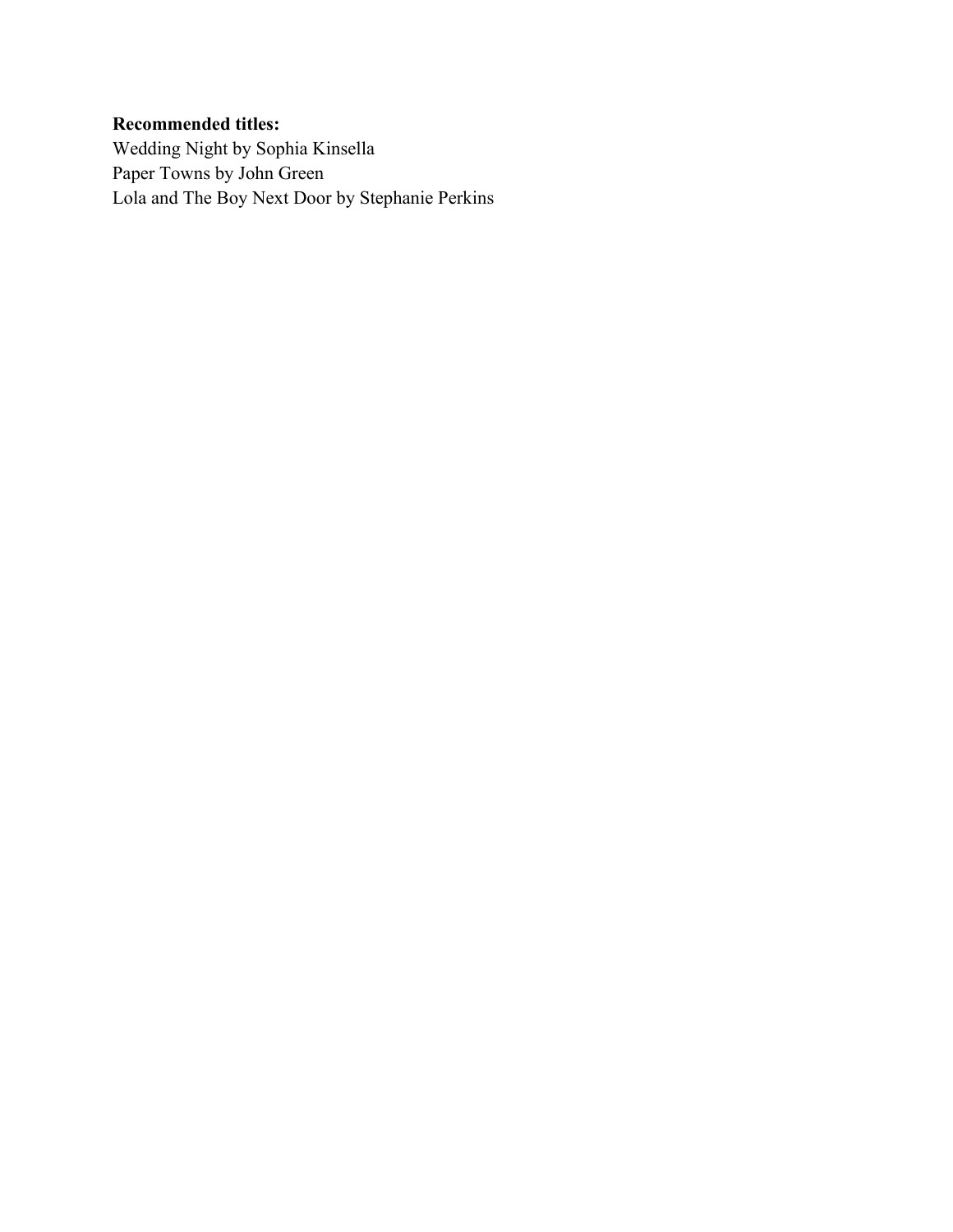**Recommended titles:**
Wedding Night by Sophia Kinsella
Paper Towns by John Green
Lola and The Boy Next Door by Stephanie Perkins